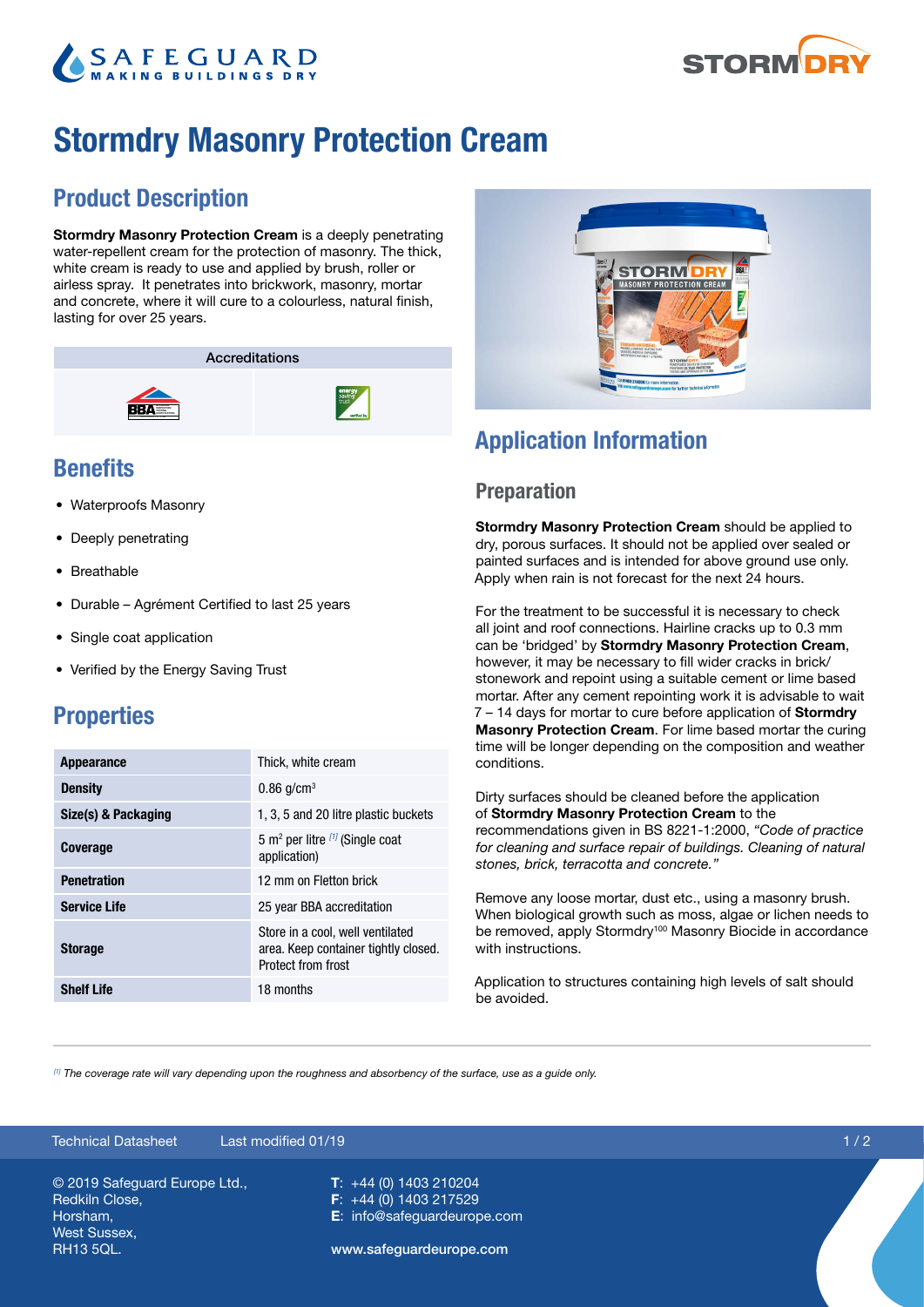# Stormdry Masonry Protection Cream

## Product Description

**Stormdry Masonry Protection Cream** is a deeply penetrating water-repellent cream for the protection of masonry. The thick, white cream is ready to use and applied by brush, roller or airless spray. It penetrates into brickwork, masonry, mortar and concrete, where it will cure to a colourless, natural finish, lasting for over 25 years.

| Accreditations | |
|---|---|
| BBA | Energy Saving Trust |

## Benefits

- Waterproofs Masonry
- Deeply penetrating
- Breathable
- Durable – Agrément Certified to last 25 years
- Single coat application
- Verified by the Energy Saving Trust

## Properties

| | |
|---|---|
| **Appearance** | Thick, white cream |
| **Density** | 0.86 g/cm$^3$ |
| **Size(s) & Packaging** | 1, 3, 5 and 20 litre plastic buckets |
| **Coverage** | 5 m$^2$ per litre [1] (Single coat application) |
| **Penetration** | 12 mm on Fletton brick |
| **Service Life** | 25 year BBA accreditation |
| **Storage** | Store in a cool, well ventilated area. Keep container tightly closed. Protect from frost |
| **Shelf Life** | 18 months |

## Application Information

### Preparation

**Stormdry Masonry Protection Cream** should be applied to dry, porous surfaces. It should not be applied over sealed or painted surfaces and is intended for above ground use only. Apply when rain is not forecast for the next 24 hours.

For the treatment to be successful it is necessary to check all joint and roof connections. Hairline cracks up to 0.3 mm can be 'bridged' by **Stormdry Masonry Protection Cream**, however, it may be necessary to fill wider cracks in brick/stonework and repoint using a suitable cement or lime based mortar. After any cement repointing work it is advisable to wait 7 – 14 days for mortar to cure before application of **Stormdry Masonry Protection Cream**. For lime based mortar the curing time will be longer depending on the composition and weather conditions.

Dirty surfaces should be cleaned before the application of **Stormdry Masonry Protection Cream** to the recommendations given in BS 8221-1:2000, *"Code of practice for cleaning and surface repair of buildings. Cleaning of natural stones, brick, terracotta and concrete."*

Remove any loose mortar, dust etc., using a masonry brush. When biological growth such as moss, algae or lichen needs to be removed, apply Stormdry[100] Masonry Biocide in accordance with instructions.

Application to structures containing high levels of salt should be avoided.

[1] *The coverage rate will vary depending upon the roughness and absorbency of the surface, use as a guide only.*

Technical Datasheet — Last modified 01/19

© 2019 Safeguard Europe Ltd.,
Redkiln Close,
Horsham,
West Sussex,
RH13 5QL.

**T**: +44 (0) 1403 210204
**F**: +44 (0) 1403 217529
**E**: info@safeguardeurope.com

www.safeguardeurope.com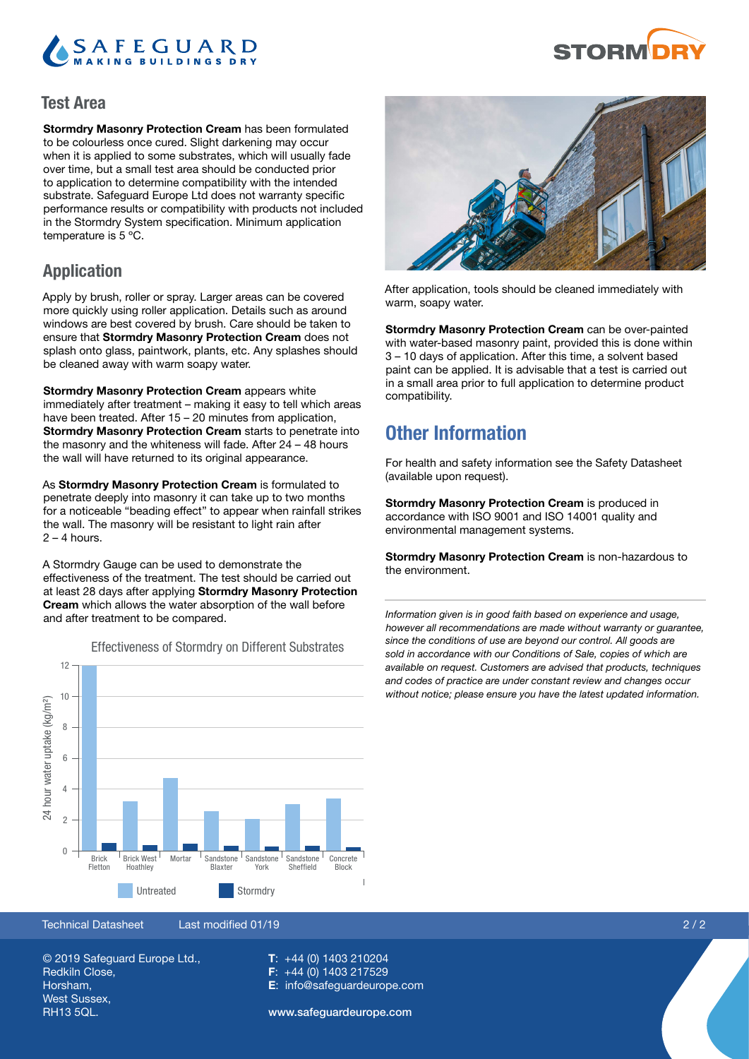## Test Area

**Stormdry Masonry Protection Cream** has been formulated to be colourless once cured. Slight darkening may occur when it is applied to some substrates, which will usually fade over time, but a small test area should be conducted prior to application to determine compatibility with the intended substrate. Safeguard Europe Ltd does not warranty specific performance results or compatibility with products not included in the Stormdry System specification. Minimum application temperature is 5 °C.

## Application

Apply by brush, roller or spray. Larger areas can be covered more quickly using roller application. Details such as around windows are best covered by brush. Care should be taken to ensure that **Stormdry Masonry Protection Cream** does not splash onto glass, paintwork, plants, etc. Any splashes should be cleaned away with warm soapy water.

**Stormdry Masonry Protection Cream** appears white immediately after treatment – making it easy to tell which areas have been treated. After 15 – 20 minutes from application, **Stormdry Masonry Protection Cream** starts to penetrate into the masonry and the whiteness will fade. After 24 – 48 hours the wall will have returned to its original appearance.

As **Stormdry Masonry Protection Cream** is formulated to penetrate deeply into masonry it can take up to two months for a noticeable "beading effect" to appear when rainfall strikes the wall. The masonry will be resistant to light rain after 2 – 4 hours.

A Stormdry Gauge can be used to demonstrate the effectiveness of the treatment. The test should be carried out at least 28 days after applying **Stormdry Masonry Protection Cream** which allows the water absorption of the wall before and after treatment to be compared.

Effectiveness of Stormdry on Different Substrates

24 hour water uptake (kg/m²)

0
2
4
6
8
10
12

Brick Fletton
Brick West Hoathley
Mortar
Sandstone Blaxter
Sandstone York
Sandstone Sheffield
Concrete Block

Untreated
Stormdry

After application, tools should be cleaned immediately with warm, soapy water.

**Stormdry Masonry Protection Cream** can be over-painted with water-based masonry paint, provided this is done within 3 – 10 days of application. After this time, a solvent based paint can be applied. It is advisable that a test is carried out in a small area prior to full application to determine product compatibility.

## Other Information

For health and safety information see the Safety Datasheet (available upon request).

**Stormdry Masonry Protection Cream** is produced in accordance with ISO 9001 and ISO 14001 quality and environmental management systems.

**Stormdry Masonry Protection Cream** is non-hazardous to the environment.

*Information given is in good faith based on experience and usage, however all recommendations are made without warranty or guarantee, since the conditions of use are beyond our control. All goods are sold in accordance with our Conditions of Sale, copies of which are available on request. Customers are advised that products, techniques and codes of practice are under constant review and changes occur without notice; please ensure you have the latest updated information.*

Technical Datasheet    Last modified 01/19

© 2019 Safeguard Europe Ltd.,
Redkiln Close,
Horsham,
West Sussex,
RH13 5QL.

**T**: +44 (0) 1403 210204
**F**: +44 (0) 1403 217529
**E**: info@safeguardeurope.com

**www.safeguardeurope.com**